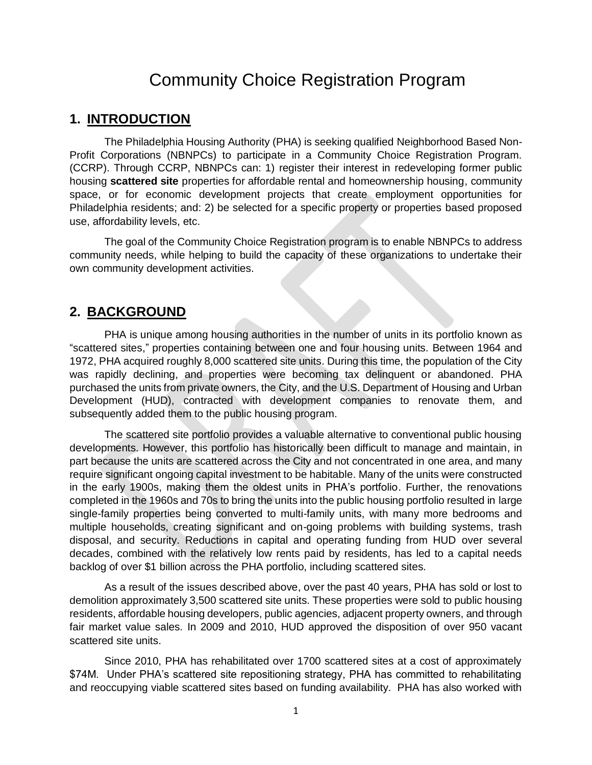# Community Choice Registration Program

## 1. INTRODUCTION

The Philadelphia Housing Authority (PHA) is seeking qualified Neighborhood Based Non-Profit Corporations (NBNPCs) to participate in a Community Choice Registration Program. (CCRP). Through CCRP, NBNPCs can: 1) register their interest in redeveloping former public housing **scattered site** properties for affordable rental and homeownership housing, community space, or for economic development projects that create employment opportunities for Philadelphia residents; and: 2) be selected for a specific property or properties based proposed use, affordability levels, etc.

The goal of the Community Choice Registration program is to enable NBNPCs to address community needs, while helping to build the capacity of these organizations to undertake their own community development activities.

## 2. BACKGROUND

PHA is unique among housing authorities in the number of units in its portfolio known as "scattered sites," properties containing between one and four housing units. Between 1964 and 1972, PHA acquired roughly 8,000 scattered site units. During this time, the population of the City was rapidly declining, and properties were becoming tax delinquent or abandoned. PHA purchased the units from private owners, the City, and the U.S. Department of Housing and Urban Development (HUD), contracted with development companies to renovate them, and subsequently added them to the public housing program.

The scattered site portfolio provides a valuable alternative to conventional public housing developments. However, this portfolio has historically been difficult to manage and maintain, in part because the units are scattered across the City and not concentrated in one area, and many require significant ongoing capital investment to be habitable. Many of the units were constructed in the early 1900s, making them the oldest units in PHA's portfolio. Further, the renovations completed in the 1960s and 70s to bring the units into the public housing portfolio resulted in large single-family properties being converted to multi-family units, with many more bedrooms and multiple households, creating significant and on-going problems with building systems, trash disposal, and security. Reductions in capital and operating funding from HUD over several decades, combined with the relatively low rents paid by residents, has led to a capital needs backlog of over $1 billion across the PHA portfolio, including scattered sites.

As a result of the issues described above, over the past 40 years, PHA has sold or lost to demolition approximately 3,500 scattered site units. These properties were sold to public housing residents, affordable housing developers, public agencies, adjacent property owners, and through fair market value sales. In 2009 and 2010, HUD approved the disposition of over 950 vacant scattered site units.

Since 2010, PHA has rehabilitated over 1700 scattered sites at a cost of approximately $74M. Under PHA's scattered site repositioning strategy, PHA has committed to rehabilitating and reoccupying viable scattered sites based on funding availability. PHA has also worked with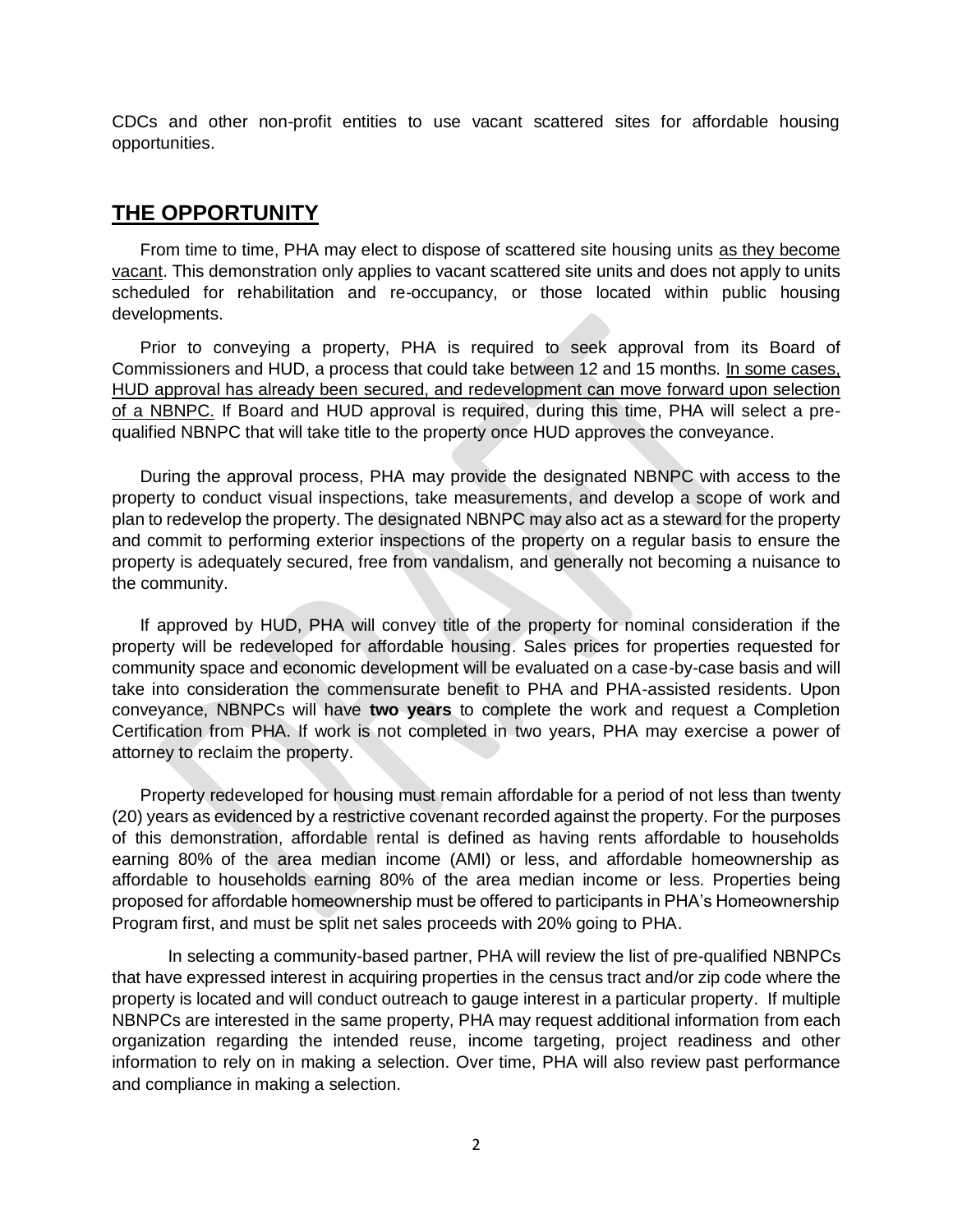CDCs and other non-profit entities to use vacant scattered sites for affordable housing opportunities.

## THE OPPORTUNITY

From time to time, PHA may elect to dispose of scattered site housing units as they become vacant. This demonstration only applies to vacant scattered site units and does not apply to units scheduled for rehabilitation and re-occupancy, or those located within public housing developments.

Prior to conveying a property, PHA is required to seek approval from its Board of Commissioners and HUD, a process that could take between 12 and 15 months. In some cases, HUD approval has already been secured, and redevelopment can move forward upon selection of a NBNPC. If Board and HUD approval is required, during this time, PHA will select a pre-qualified NBNPC that will take title to the property once HUD approves the conveyance.

During the approval process, PHA may provide the designated NBNPC with access to the property to conduct visual inspections, take measurements, and develop a scope of work and plan to redevelop the property. The designated NBNPC may also act as a steward for the property and commit to performing exterior inspections of the property on a regular basis to ensure the property is adequately secured, free from vandalism, and generally not becoming a nuisance to the community.

If approved by HUD, PHA will convey title of the property for nominal consideration if the property will be redeveloped for affordable housing. Sales prices for properties requested for community space and economic development will be evaluated on a case-by-case basis and will take into consideration the commensurate benefit to PHA and PHA-assisted residents. Upon conveyance, NBNPCs will have **two years** to complete the work and request a Completion Certification from PHA. If work is not completed in two years, PHA may exercise a power of attorney to reclaim the property.

Property redeveloped for housing must remain affordable for a period of not less than twenty (20) years as evidenced by a restrictive covenant recorded against the property. For the purposes of this demonstration, affordable rental is defined as having rents affordable to households earning 80% of the area median income (AMI) or less, and affordable homeownership as affordable to households earning 80% of the area median income or less. Properties being proposed for affordable homeownership must be offered to participants in PHA's Homeownership Program first, and must be split net sales proceeds with 20% going to PHA.

In selecting a community-based partner, PHA will review the list of pre-qualified NBNPCs that have expressed interest in acquiring properties in the census tract and/or zip code where the property is located and will conduct outreach to gauge interest in a particular property. If multiple NBNPCs are interested in the same property, PHA may request additional information from each organization regarding the intended reuse, income targeting, project readiness and other information to rely on in making a selection. Over time, PHA will also review past performance and compliance in making a selection.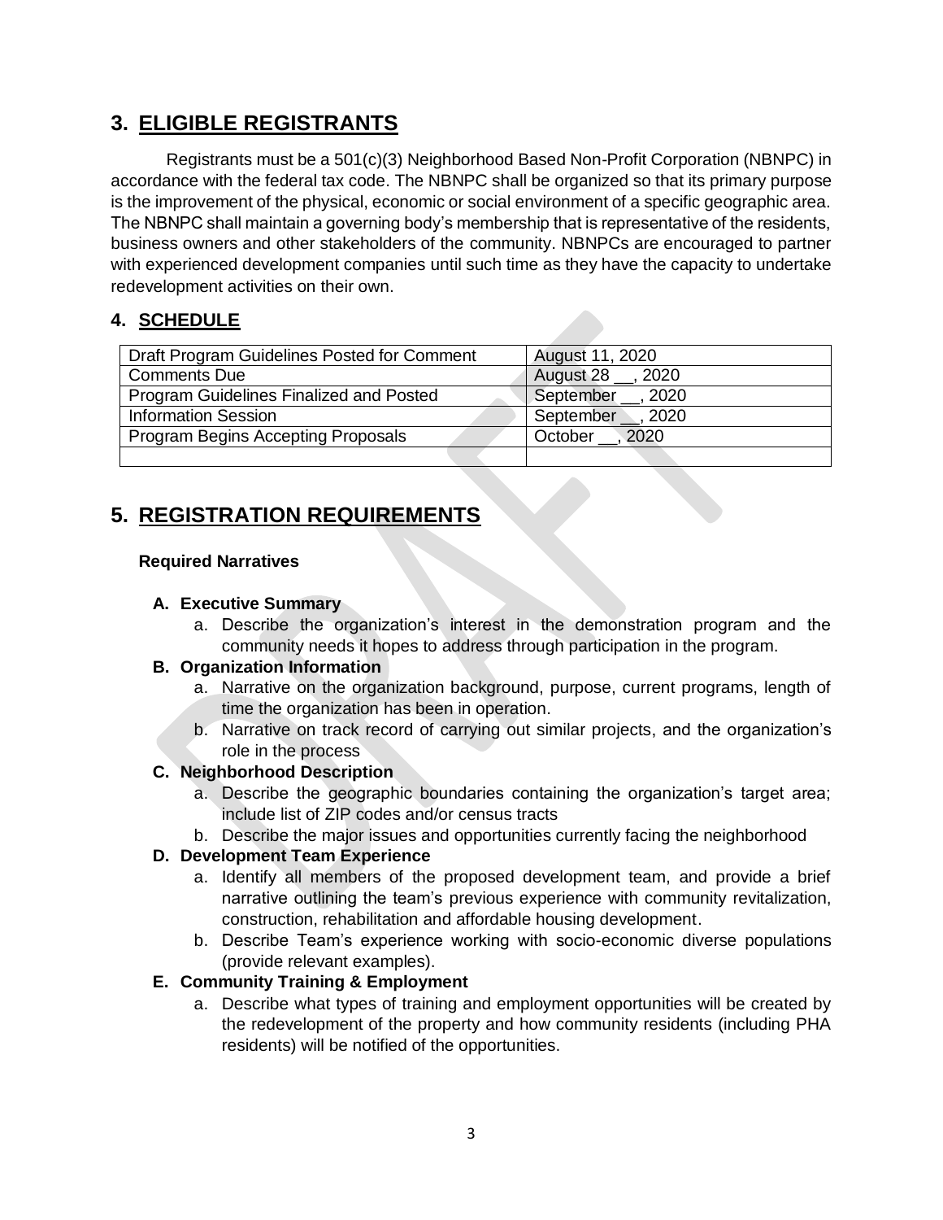## 3. ELIGIBLE REGISTRANTS

Registrants must be a 501(c)(3) Neighborhood Based Non-Profit Corporation (NBNPC) in accordance with the federal tax code. The NBNPC shall be organized so that its primary purpose is the improvement of the physical, economic or social environment of a specific geographic area. The NBNPC shall maintain a governing body's membership that is representative of the residents, business owners and other stakeholders of the community. NBNPCs are encouraged to partner with experienced development companies until such time as they have the capacity to undertake redevelopment activities on their own.

### 4. SCHEDULE

| Draft Program Guidelines Posted for Comment | August 11, 2020 |
|---|---|
| Comments Due | August 28 __, 2020 |
| Program Guidelines Finalized and Posted | September __, 2020 |
| Information Session | September __, 2020 |
| Program Begins Accepting Proposals | October __, 2020 |
| | |

## 5. REGISTRATION REQUIREMENTS

**Required Narratives**

**A. Executive Summary**

a. Describe the organization's interest in the demonstration program and the community needs it hopes to address through participation in the program.

**B. Organization Information**

a. Narrative on the organization background, purpose, current programs, length of time the organization has been in operation.

b. Narrative on track record of carrying out similar projects, and the organization's role in the process

**C. Neighborhood Description**

a. Describe the geographic boundaries containing the organization's target area; include list of ZIP codes and/or census tracts

b. Describe the major issues and opportunities currently facing the neighborhood

**D. Development Team Experience**

a. Identify all members of the proposed development team, and provide a brief narrative outlining the team's previous experience with community revitalization, construction, rehabilitation and affordable housing development.

b. Describe Team's experience working with socio-economic diverse populations (provide relevant examples).

**E. Community Training & Employment**

a. Describe what types of training and employment opportunities will be created by the redevelopment of the property and how community residents (including PHA residents) will be notified of the opportunities.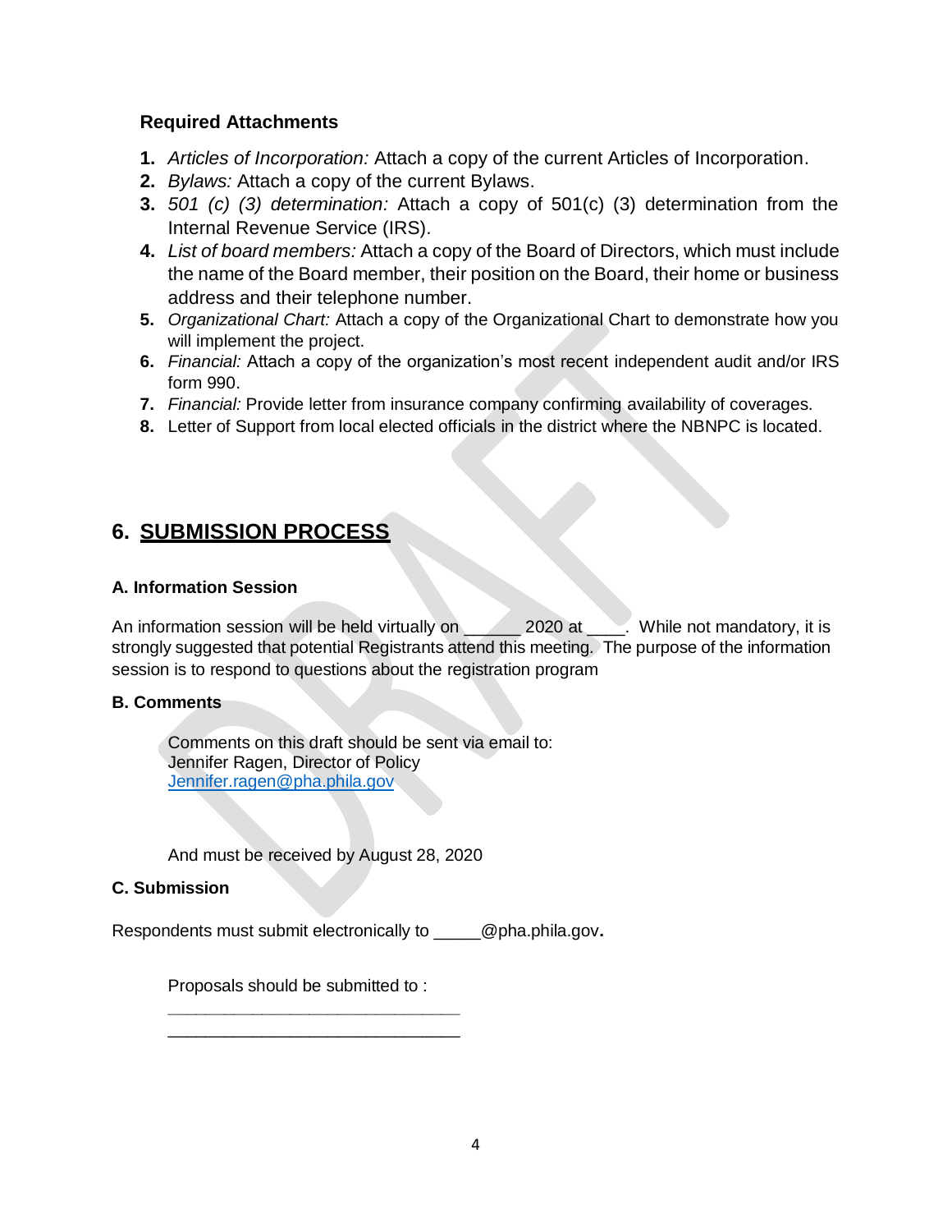### Required Attachments

1. *Articles of Incorporation:* Attach a copy of the current Articles of Incorporation.
2. *Bylaws:* Attach a copy of the current Bylaws.
3. *501 (c) (3) determination:* Attach a copy of 501(c) (3) determination from the Internal Revenue Service (IRS).
4. *List of board members:* Attach a copy of the Board of Directors, which must include the name of the Board member, their position on the Board, their home or business address and their telephone number.
5. *Organizational Chart:* Attach a copy of the Organizational Chart to demonstrate how you will implement the project.
6. *Financial:* Attach a copy of the organization's most recent independent audit and/or IRS form 990.
7. *Financial:* Provide letter from insurance company confirming availability of coverages.
8. Letter of Support from local elected officials in the district where the NBNPC is located.

## 6. SUBMISSION PROCESS

### A. Information Session

An information session will be held virtually on ______ 2020 at ____. While not mandatory, it is strongly suggested that potential Registrants attend this meeting. The purpose of the information session is to respond to questions about the registration program

### B. Comments

Comments on this draft should be sent via email to:
Jennifer Ragen, Director of Policy
Jennifer.ragen@pha.phila.gov

And must be received by August 28, 2020

### C. Submission

Respondents must submit electronically to _____@pha.phila.gov.

Proposals should be submitted to :

______________________________

______________________________